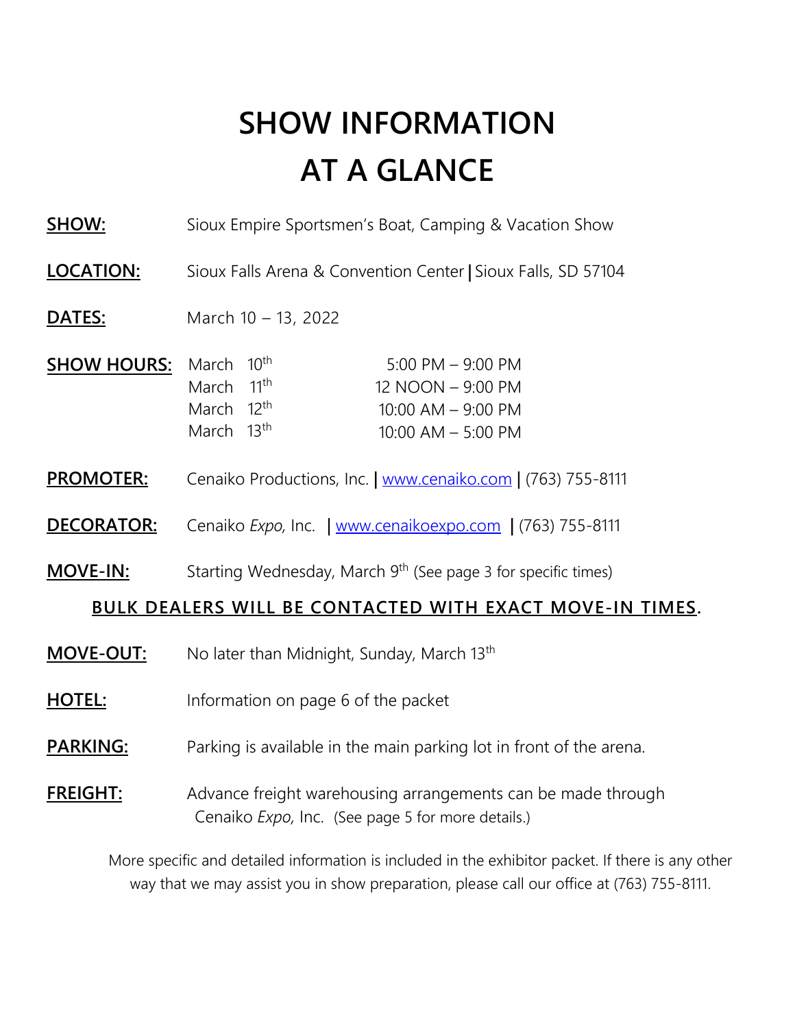# SHOW INFORMATION AT A GLANCE

**SHOW:** Sioux Empire Sportsmen's Boat, Camping & Vacation Show

**LOCATION:** Sioux Falls Arena & Convention Center | Sioux Falls, SD 57104

**DATES:** March 10 – 13, 2022

**SHOW HOURS:**

| | |
|---|---|
| March 10th | 5:00 PM – 9:00 PM |
| March 11th | 12 NOON – 9:00 PM |
| March 12th | 10:00 AM – 9:00 PM |
| March 13th | 10:00 AM – 5:00 PM |

**PROMOTER:** Cenaiko Productions, Inc. | www.cenaiko.com | (763) 755-8111

**DECORATOR:** Cenaiko *Expo*, Inc. | www.cenaikoexpo.com | (763) 755-8111

**MOVE-IN:** Starting Wednesday, March 9th (See page 3 for specific times)

**BULK DEALERS WILL BE CONTACTED WITH EXACT MOVE-IN TIMES.**

**MOVE-OUT:** No later than Midnight, Sunday, March 13th

**HOTEL:** Information on page 6 of the packet

**PARKING:** Parking is available in the main parking lot in front of the arena.

**FREIGHT:** Advance freight warehousing arrangements can be made through Cenaiko *Expo*, Inc. (See page 5 for more details.)

More specific and detailed information is included in the exhibitor packet. If there is any other way that we may assist you in show preparation, please call our office at (763) 755-8111.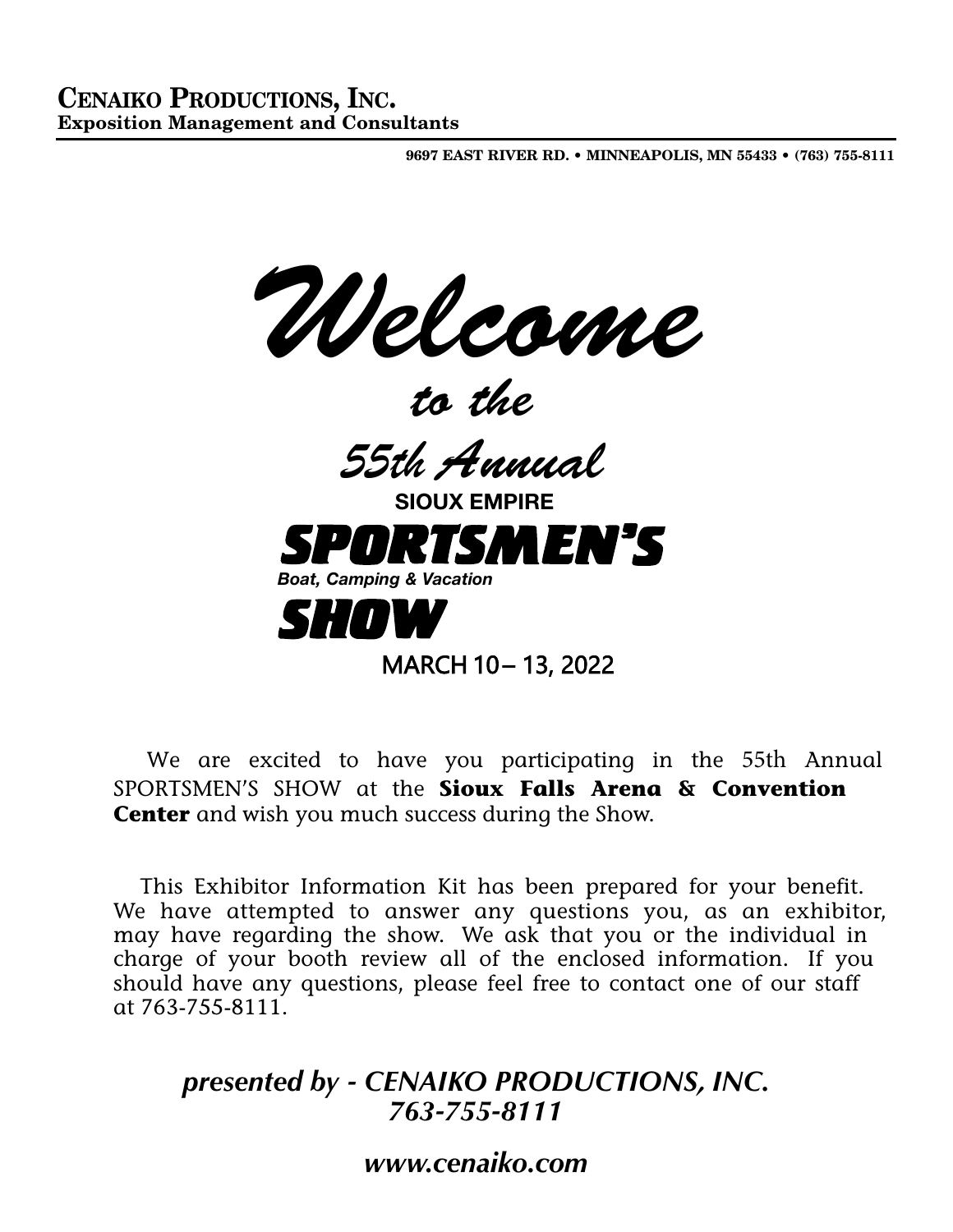**CENAIKO PRODUCTIONS, INC.**
**Exposition Management and Consultants**

**9697 EAST RIVER RD. • MINNEAPOLIS, MN 55433 • (763) 755-8111**

# *Welcome*

## *to the*

## *55th Annual*

**SIOUX EMPIRE**

# SPORTSMEN'S

***Boat, Camping & Vacation***

# SHOW

MARCH 10 – 13, 2022

We are excited to have you participating in the 55th Annual SPORTSMEN'S SHOW at the **Sioux Falls Arena & Convention Center** and wish you much success during the Show.

This Exhibitor Information Kit has been prepared for your benefit. We have attempted to answer any questions you, as an exhibitor, may have regarding the show. We ask that you or the individual in charge of your booth review all of the enclosed information. If you should have any questions, please feel free to contact one of our staff at 763-755-8111.

***presented by - CENAIKO PRODUCTIONS, INC.***
***763-755-8111***

***www.cenaiko.com***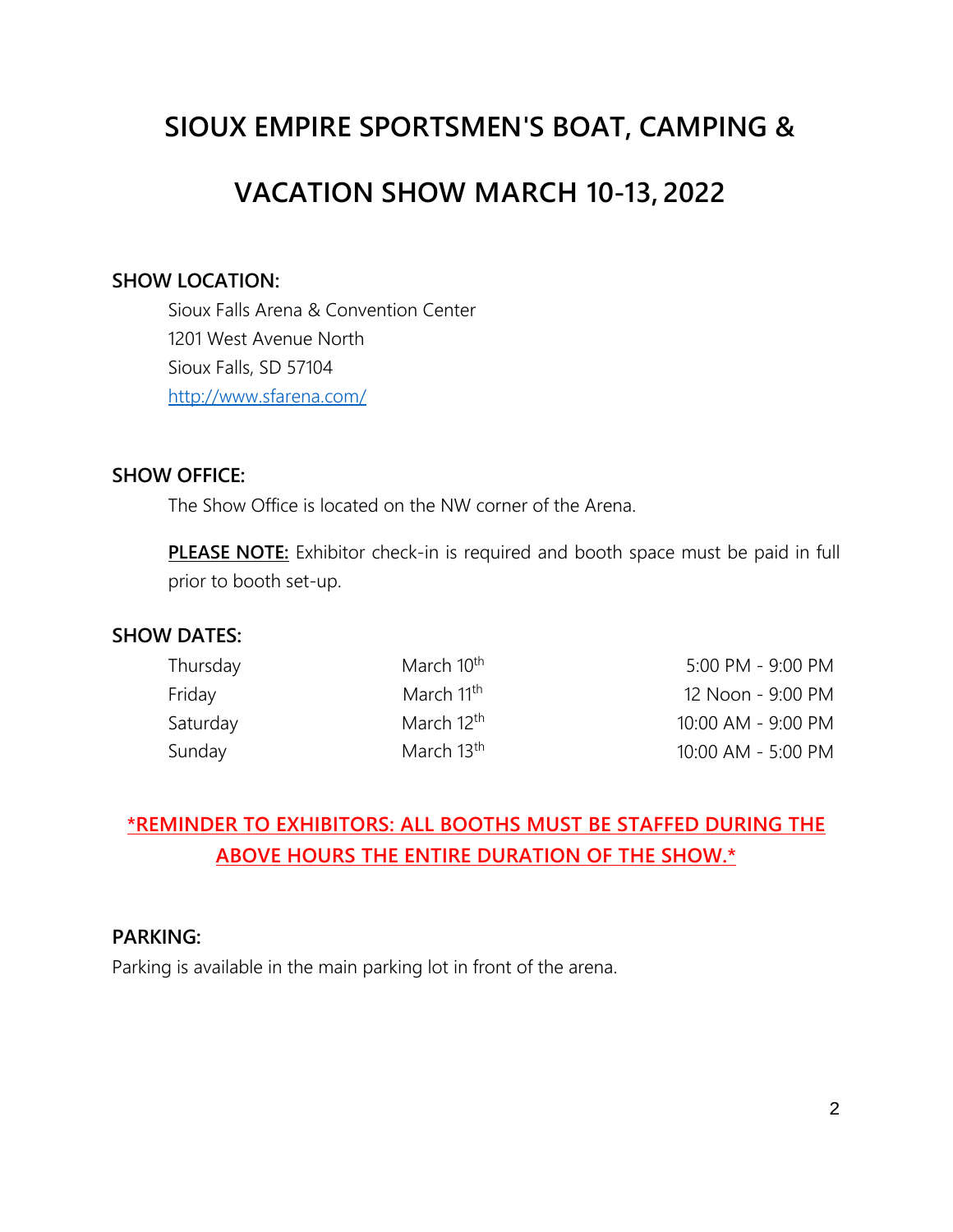# SIOUX EMPIRE SPORTSMEN'S BOAT, CAMPING & VACATION SHOW MARCH 10-13, 2022

**SHOW LOCATION:**

Sioux Falls Arena & Convention Center
1201 West Avenue North
Sioux Falls, SD 57104
http://www.sfarena.com/

**SHOW OFFICE:**

The Show Office is located on the NW corner of the Arena.

**PLEASE NOTE:** Exhibitor check-in is required and booth space must be paid in full prior to booth set-up.

**SHOW DATES:**

| | | |
|---|---|---|
| Thursday | March 10th | 5:00 PM - 9:00 PM |
| Friday | March 11th | 12 Noon - 9:00 PM |
| Saturday | March 12th | 10:00 AM - 9:00 PM |
| Sunday | March 13th | 10:00 AM - 5:00 PM |

**\*REMINDER TO EXHIBITORS: ALL BOOTHS MUST BE STAFFED DURING THE ABOVE HOURS THE ENTIRE DURATION OF THE SHOW.\***

**PARKING:**

Parking is available in the main parking lot in front of the arena.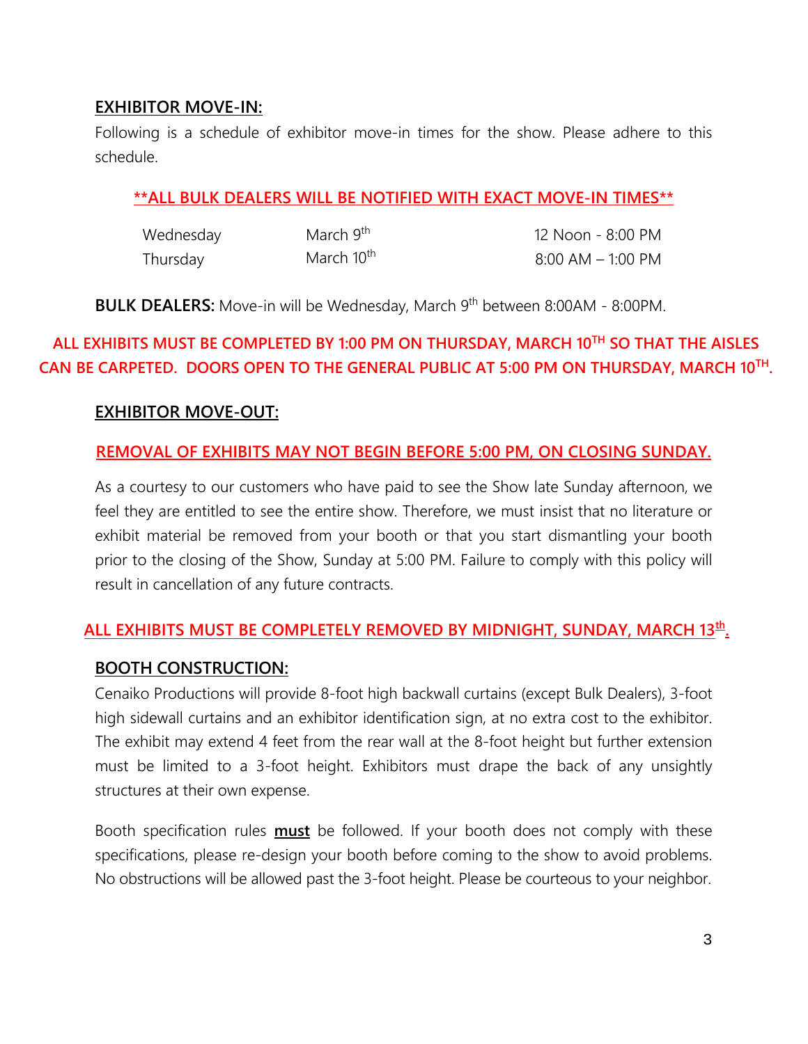## EXHIBITOR MOVE-IN:

Following is a schedule of exhibitor move-in times for the show. Please adhere to this schedule.

**\*\*ALL BULK DEALERS WILL BE NOTIFIED WITH EXACT MOVE-IN TIMES\*\***

| | | |
|---|---|---|
| Wednesday | March 9th | 12 Noon - 8:00 PM |
| Thursday | March 10th | 8:00 AM – 1:00 PM |

**BULK DEALERS:** Move-in will be Wednesday, March 9th between 8:00AM - 8:00PM.

**ALL EXHIBITS MUST BE COMPLETED BY 1:00 PM ON THURSDAY, MARCH 10TH SO THAT THE AISLES CAN BE CARPETED. DOORS OPEN TO THE GENERAL PUBLIC AT 5:00 PM ON THURSDAY, MARCH 10TH.**

## EXHIBITOR MOVE-OUT:

**REMOVAL OF EXHIBITS MAY NOT BEGIN BEFORE 5:00 PM, ON CLOSING SUNDAY.**

As a courtesy to our customers who have paid to see the Show late Sunday afternoon, we feel they are entitled to see the entire show. Therefore, we must insist that no literature or exhibit material be removed from your booth or that you start dismantling your booth prior to the closing of the Show, Sunday at 5:00 PM. Failure to comply with this policy will result in cancellation of any future contracts.

**ALL EXHIBITS MUST BE COMPLETELY REMOVED BY MIDNIGHT, SUNDAY, MARCH 13th.**

## BOOTH CONSTRUCTION:

Cenaiko Productions will provide 8-foot high backwall curtains (except Bulk Dealers), 3-foot high sidewall curtains and an exhibitor identification sign, at no extra cost to the exhibitor. The exhibit may extend 4 feet from the rear wall at the 8-foot height but further extension must be limited to a 3-foot height. Exhibitors must drape the back of any unsightly structures at their own expense.

Booth specification rules **must** be followed. If your booth does not comply with these specifications, please re-design your booth before coming to the show to avoid problems. No obstructions will be allowed past the 3-foot height. Please be courteous to your neighbor.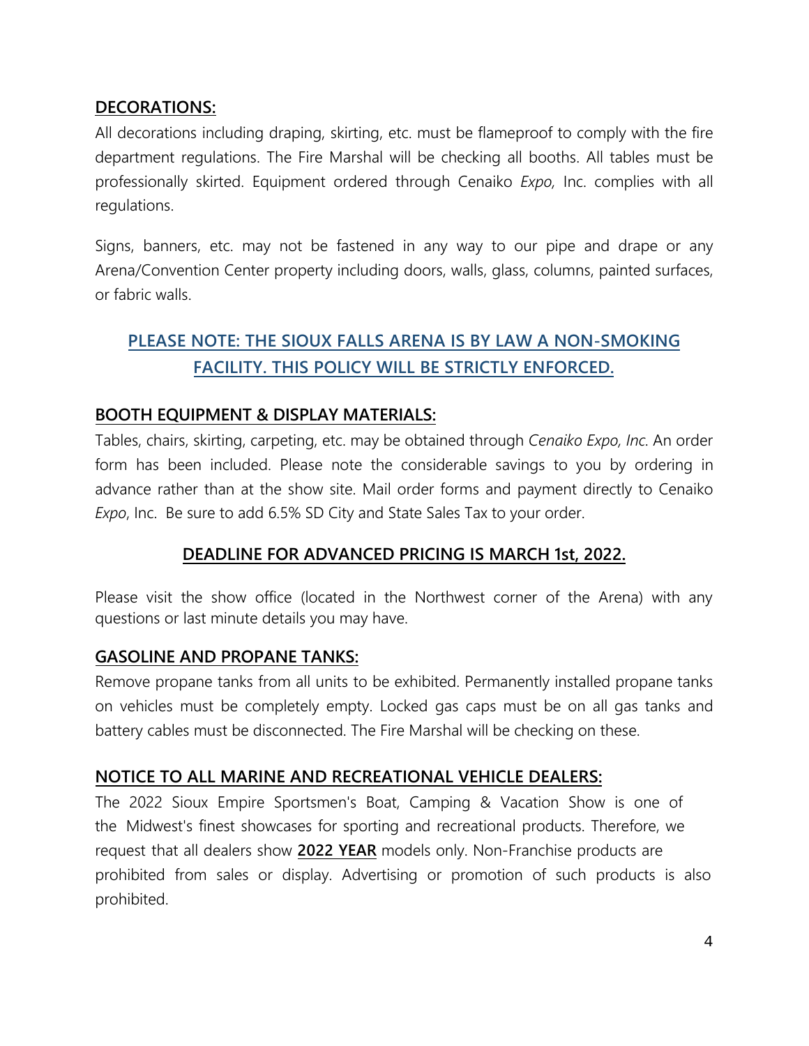## DECORATIONS:

All decorations including draping, skirting, etc. must be flameproof to comply with the fire department regulations. The Fire Marshal will be checking all booths. All tables must be professionally skirted. Equipment ordered through Cenaiko *Expo*, Inc. complies with all regulations.

Signs, banners, etc. may not be fastened in any way to our pipe and drape or any Arena/Convention Center property including doors, walls, glass, columns, painted surfaces, or fabric walls.

**PLEASE NOTE: THE SIOUX FALLS ARENA IS BY LAW A NON-SMOKING FACILITY. THIS POLICY WILL BE STRICTLY ENFORCED.**

## BOOTH EQUIPMENT & DISPLAY MATERIALS:

Tables, chairs, skirting, carpeting, etc. may be obtained through *Cenaiko Expo, Inc*. An order form has been included. Please note the considerable savings to you by ordering in advance rather than at the show site. Mail order forms and payment directly to Cenaiko *Expo*, Inc. Be sure to add 6.5% SD City and State Sales Tax to your order.

**DEADLINE FOR ADVANCED PRICING IS MARCH 1st, 2022.**

Please visit the show office (located in the Northwest corner of the Arena) with any questions or last minute details you may have.

## GASOLINE AND PROPANE TANKS:

Remove propane tanks from all units to be exhibited. Permanently installed propane tanks on vehicles must be completely empty. Locked gas caps must be on all gas tanks and battery cables must be disconnected. The Fire Marshal will be checking on these.

## NOTICE TO ALL MARINE AND RECREATIONAL VEHICLE DEALERS:

The 2022 Sioux Empire Sportsmen's Boat, Camping & Vacation Show is one of the Midwest's finest showcases for sporting and recreational products. Therefore, we request that all dealers show **2022 YEAR** models only. Non-Franchise products are prohibited from sales or display. Advertising or promotion of such products is also prohibited.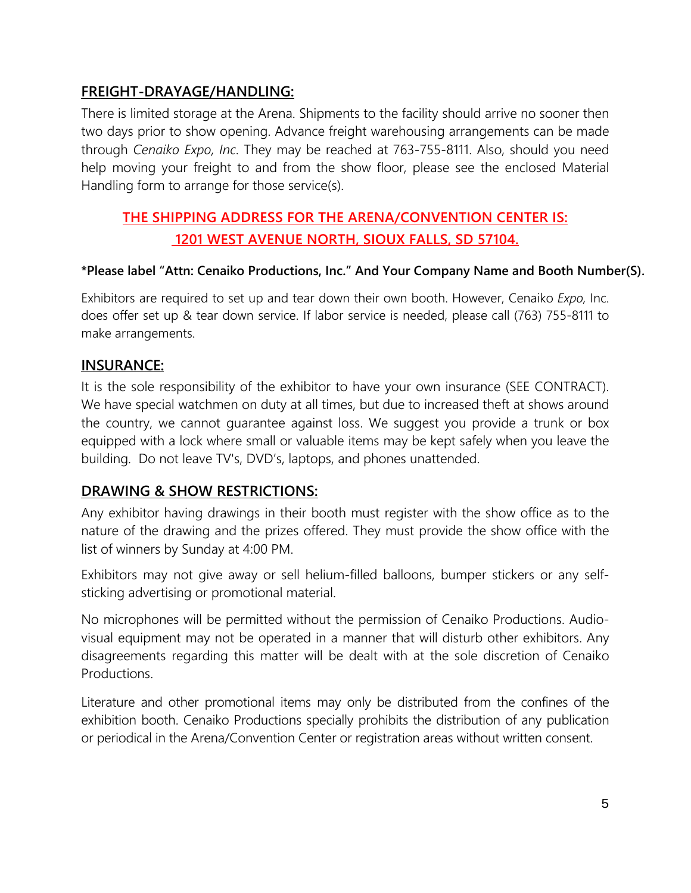## FREIGHT-DRAYAGE/HANDLING:

There is limited storage at the Arena. Shipments to the facility should arrive no sooner then two days prior to show opening. Advance freight warehousing arrangements can be made through *Cenaiko Expo, Inc*. They may be reached at 763-755-8111. Also, should you need help moving your freight to and from the show floor, please see the enclosed Material Handling form to arrange for those service(s).

**THE SHIPPING ADDRESS FOR THE ARENA/CONVENTION CENTER IS:**
**1201 WEST AVENUE NORTH, SIOUX FALLS, SD 57104.**

***Please label "Attn: Cenaiko Productions, Inc." And Your Company Name and Booth Number(S).**

Exhibitors are required to set up and tear down their own booth. However, Cenaiko *Expo*, Inc. does offer set up & tear down service. If labor service is needed, please call (763) 755-8111 to make arrangements.

## INSURANCE:

It is the sole responsibility of the exhibitor to have your own insurance (SEE CONTRACT). We have special watchmen on duty at all times, but due to increased theft at shows around the country, we cannot guarantee against loss. We suggest you provide a trunk or box equipped with a lock where small or valuable items may be kept safely when you leave the building. Do not leave TV's, DVD's, laptops, and phones unattended.

## DRAWING & SHOW RESTRICTIONS:

Any exhibitor having drawings in their booth must register with the show office as to the nature of the drawing and the prizes offered. They must provide the show office with the list of winners by Sunday at 4:00 PM.

Exhibitors may not give away or sell helium-filled balloons, bumper stickers or any self-sticking advertising or promotional material.

No microphones will be permitted without the permission of Cenaiko Productions. Audio-visual equipment may not be operated in a manner that will disturb other exhibitors. Any disagreements regarding this matter will be dealt with at the sole discretion of Cenaiko Productions.

Literature and other promotional items may only be distributed from the confines of the exhibition booth. Cenaiko Productions specially prohibits the distribution of any publication or periodical in the Arena/Convention Center or registration areas without written consent.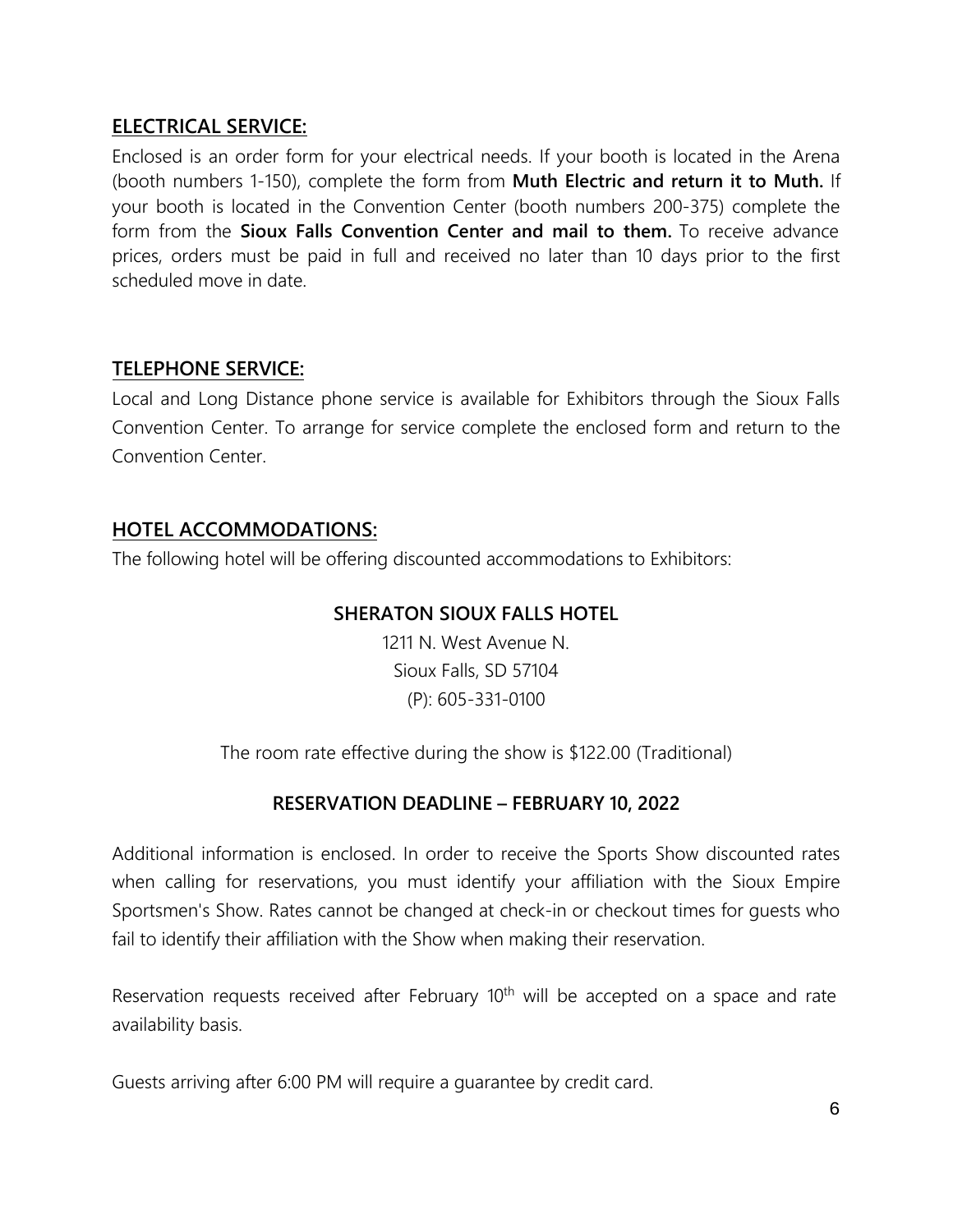## ELECTRICAL SERVICE:

Enclosed is an order form for your electrical needs. If your booth is located in the Arena (booth numbers 1-150), complete the form from **Muth Electric and return it to Muth.** If your booth is located in the Convention Center (booth numbers 200-375) complete the form from the **Sioux Falls Convention Center and mail to them.** To receive advance prices, orders must be paid in full and received no later than 10 days prior to the first scheduled move in date.

## TELEPHONE SERVICE:

Local and Long Distance phone service is available for Exhibitors through the Sioux Falls Convention Center. To arrange for service complete the enclosed form and return to the Convention Center.

## HOTEL ACCOMMODATIONS:

The following hotel will be offering discounted accommodations to Exhibitors:

**SHERATON SIOUX FALLS HOTEL**

1211 N. West Avenue N.
Sioux Falls, SD 57104
(P): 605-331-0100

The room rate effective during the show is $122.00 (Traditional)

**RESERVATION DEADLINE – FEBRUARY 10, 2022**

Additional information is enclosed. In order to receive the Sports Show discounted rates when calling for reservations, you must identify your affiliation with the Sioux Empire Sportsmen's Show. Rates cannot be changed at check-in or checkout times for guests who fail to identify their affiliation with the Show when making their reservation.

Reservation requests received after February 10th will be accepted on a space and rate availability basis.

Guests arriving after 6:00 PM will require a guarantee by credit card.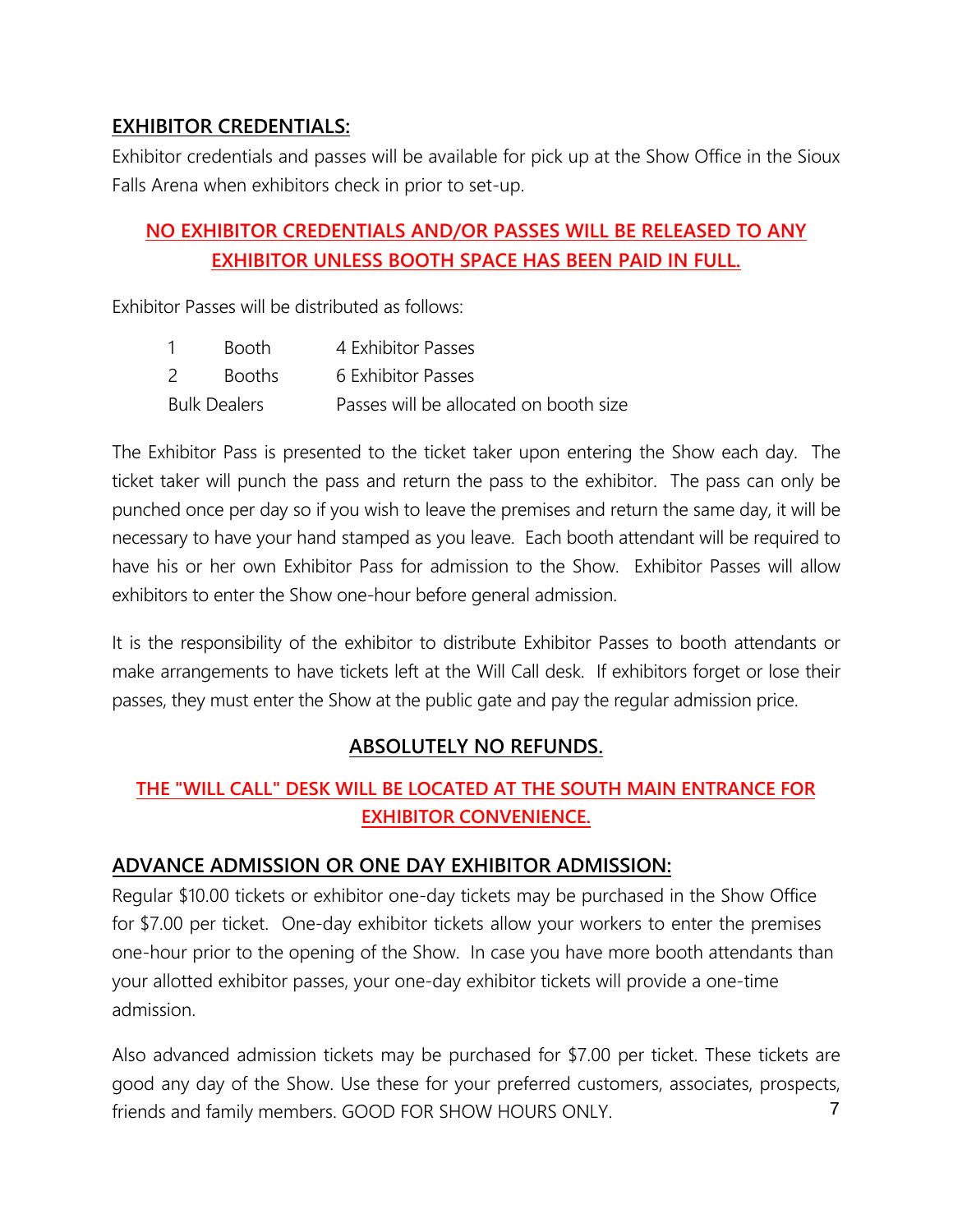## EXHIBITOR CREDENTIALS:

Exhibitor credentials and passes will be available for pick up at the Show Office in the Sioux Falls Arena when exhibitors check in prior to set-up.

**NO EXHIBITOR CREDENTIALS AND/OR PASSES WILL BE RELEASED TO ANY EXHIBITOR UNLESS BOOTH SPACE HAS BEEN PAID IN FULL.**

Exhibitor Passes will be distributed as follows:

| | | |
|---|---|---|
| 1 | Booth | 4 Exhibitor Passes |
| 2 | Booths | 6 Exhibitor Passes |
| Bulk Dealers | | Passes will be allocated on booth size |

The Exhibitor Pass is presented to the ticket taker upon entering the Show each day. The ticket taker will punch the pass and return the pass to the exhibitor. The pass can only be punched once per day so if you wish to leave the premises and return the same day, it will be necessary to have your hand stamped as you leave. Each booth attendant will be required to have his or her own Exhibitor Pass for admission to the Show. Exhibitor Passes will allow exhibitors to enter the Show one-hour before general admission.

It is the responsibility of the exhibitor to distribute Exhibitor Passes to booth attendants or make arrangements to have tickets left at the Will Call desk. If exhibitors forget or lose their passes, they must enter the Show at the public gate and pay the regular admission price.

**ABSOLUTELY NO REFUNDS.**

**THE "WILL CALL" DESK WILL BE LOCATED AT THE SOUTH MAIN ENTRANCE FOR EXHIBITOR CONVENIENCE.**

## ADVANCE ADMISSION OR ONE DAY EXHIBITOR ADMISSION:

Regular $10.00 tickets or exhibitor one-day tickets may be purchased in the Show Office for $7.00 per ticket. One-day exhibitor tickets allow your workers to enter the premises one-hour prior to the opening of the Show. In case you have more booth attendants than your allotted exhibitor passes, your one-day exhibitor tickets will provide a one-time admission.

Also advanced admission tickets may be purchased for $7.00 per ticket. These tickets are good any day of the Show. Use these for your preferred customers, associates, prospects, friends and family members. GOOD FOR SHOW HOURS ONLY.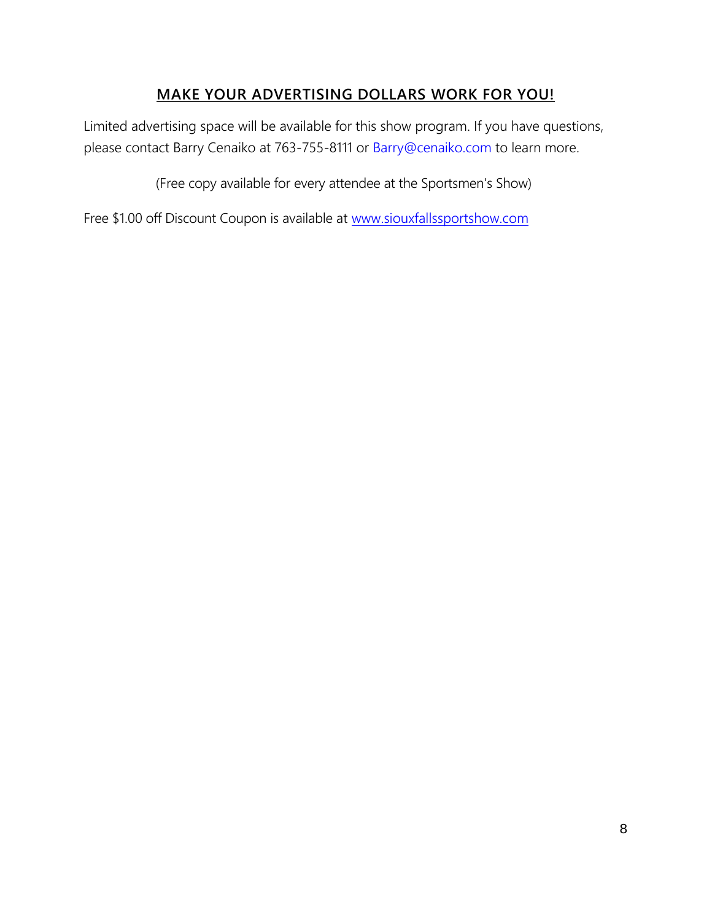## MAKE YOUR ADVERTISING DOLLARS WORK FOR YOU!

Limited advertising space will be available for this show program. If you have questions, please contact Barry Cenaiko at 763-755-8111 or Barry@cenaiko.com to learn more.

(Free copy available for every attendee at the Sportsmen's Show)

Free $1.00 off Discount Coupon is available at www.siouxfallssportshow.com